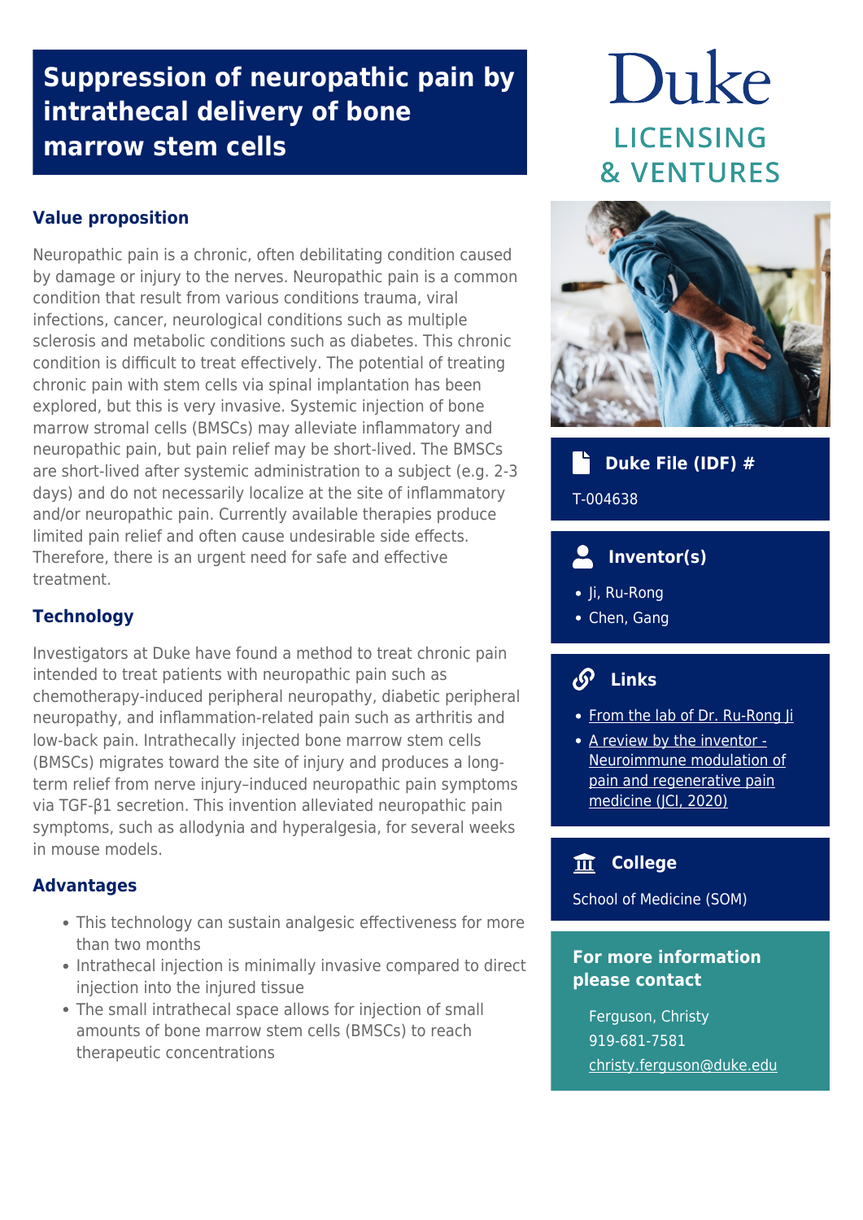# Suppression of neuropathic pain by intrathecal delivery of bone marrow stem cells

Duke LICENSING & VENTURES

## Value proposition

Neuropathic pain is a chronic, often debilitating condition caused by damage or injury to the nerves. Neuropathic pain is a common condition that result from various conditions trauma, viral infections, cancer, neurological conditions such as multiple sclerosis and metabolic conditions such as diabetes. This chronic condition is difficult to treat effectively. The potential of treating chronic pain with stem cells via spinal implantation has been explored, but this is very invasive. Systemic injection of bone marrow stromal cells (BMSCs) may alleviate inflammatory and neuropathic pain, but pain relief may be short-lived. The BMSCs are short-lived after systemic administration to a subject (e.g. 2-3 days) and do not necessarily localize at the site of inflammatory and/or neuropathic pain. Currently available therapies produce limited pain relief and often cause undesirable side effects. Therefore, there is an urgent need for safe and effective treatment.

## Technology

Investigators at Duke have found a method to treat chronic pain intended to treat patients with neuropathic pain such as chemotherapy-induced peripheral neuropathy, diabetic peripheral neuropathy, and inflammation-related pain such as arthritis and low-back pain. Intrathecally injected bone marrow stem cells (BMSCs) migrates toward the site of injury and produces a long-term relief from nerve injury–induced neuropathic pain symptoms via TGF-β1 secretion. This invention alleviated neuropathic pain symptoms, such as allodynia and hyperalgesia, for several weeks in mouse models.

## Advantages

- This technology can sustain analgesic effectiveness for more than two months
- Intrathecal injection is minimally invasive compared to direct injection into the injured tissue
- The small intrathecal space allows for injection of small amounts of bone marrow stem cells (BMSCs) to reach therapeutic concentrations

## Duke File (IDF) #

T-004638

## Inventor(s)

- Ji, Ru-Rong
- Chen, Gang

## Links

- From the lab of Dr. Ru-Rong Ji
- A review by the inventor - Neuroimmune modulation of pain and regenerative pain medicine (JCI, 2020)

## College

School of Medicine (SOM)

## For more information please contact

Ferguson, Christy
919-681-7581
christy.ferguson@duke.edu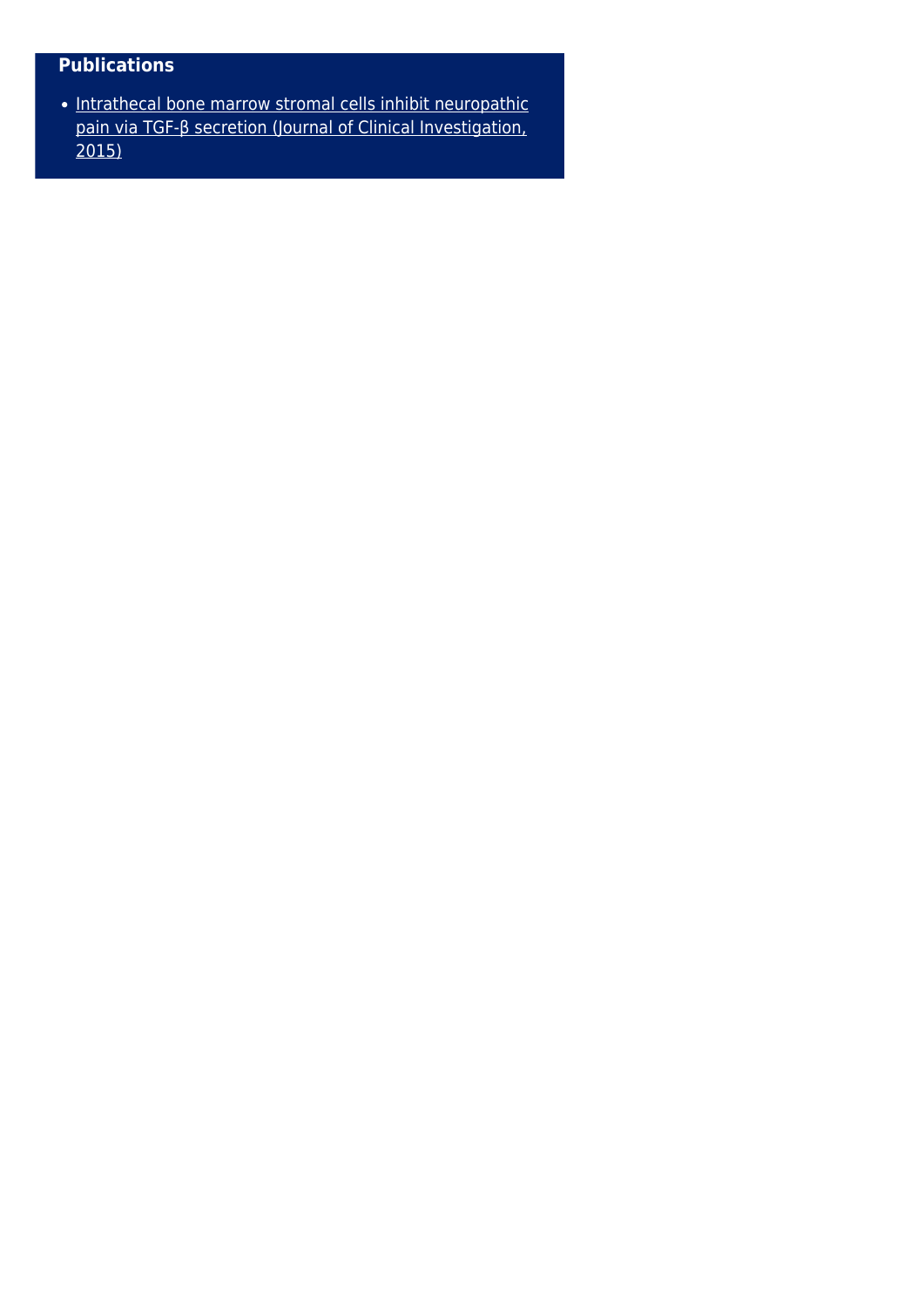## Publications

- Intrathecal bone marrow stromal cells inhibit neuropathic pain via TGF-β secretion (Journal of Clinical Investigation, 2015)